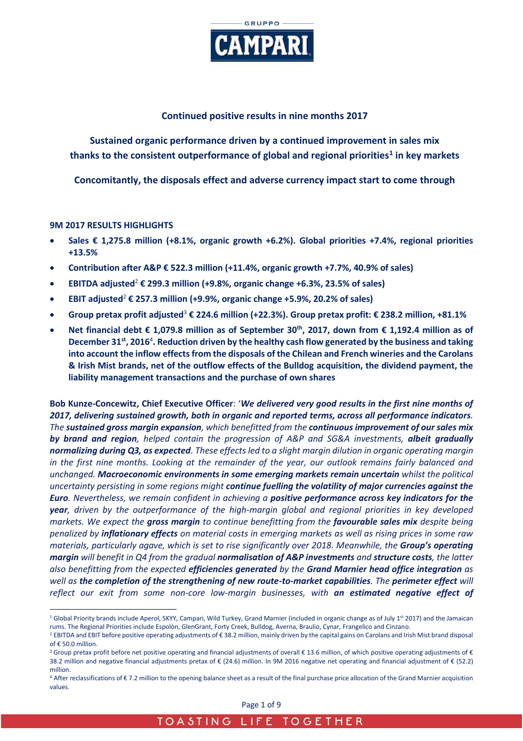**Continued positive results in nine months 2017**

**Sustained organic performance driven by a continued improvement in sales mix thanks to the consistent outperformance of global and regional priorities[1] in key markets**

**Concomitantly, the disposals effect and adverse currency impact start to come through**

## 9M 2017 RESULTS HIGHLIGHTS

- **Sales € 1,275.8 million (+8.1%, organic growth +6.2%). Global priorities +7.4%, regional priorities +13.5%**
- **Contribution after A&P € 522.3 million (+11.4%, organic growth +7.7%, 40.9% of sales)**
- **EBITDA adjusted[2] € 299.3 million (+9.8%, organic change +6.3%, 23.5% of sales)**
- **EBIT adjusted[2] € 257.3 million (+9.9%, organic change +5.9%, 20.2% of sales)**
- **Group pretax profit adjusted[3] € 224.6 million (+22.3%). Group pretax profit: € 238.2 million, +81.1%**
- **Net financial debt € 1,079.8 million as of September 30th, 2017, down from € 1,192.4 million as of December 31st, 2016[4]. Reduction driven by the healthy cash flow generated by the business and taking into account the inflow effects from the disposals of the Chilean and French wineries and the Carolans & Irish Mist brands, net of the outflow effects of the Bulldog acquisition, the dividend payment, the liability management transactions and the purchase of own shares**

**Bob Kunze-Concewitz, Chief Executive Officer**: '*We delivered very good results in the first nine months of 2017, delivering sustained growth, both in organic and reported terms, across all performance indicators. The **sustained gross margin expansion**, which benefitted from the **continuous improvement of our sales mix by brand and region**, helped contain the progression of A&P and SG&A investments, **albeit gradually normalizing during Q3, as expected**. These effects led to a slight margin dilution in organic operating margin in the first nine months. Looking at the remainder of the year, our outlook remains fairly balanced and unchanged. **Macroeconomic environments in some emerging markets remain uncertain** whilst the political uncertainty persisting in some regions might **continue fuelling the volatility of major currencies against the Euro**. Nevertheless, we remain confident in achieving a **positive performance across key indicators for the year**, driven by the outperformance of the high-margin global and regional priorities in key developed markets. We expect the **gross margin** to continue benefitting from the **favourable sales mix** despite being penalized by **inflationary effects** on material costs in emerging markets as well as rising prices in some raw materials, particularly agave, which is set to rise significantly over 2018. Meanwhile, the **Group's operating margin** will benefit in Q4 from the gradual **normalisation of A&P investments** and **structure costs**, the latter also benefitting from the expected **efficiencies generated** by the **Grand Marnier head office integration** as well as **the completion of the strengthening of new route-to-market capabilities**. The **perimeter effect** will reflect our exit from some non-core low-margin businesses, with **an estimated negative effect of***

---

[1] Global Priority brands include Aperol, SKYY, Campari, Wild Turkey, Grand Marnier (included in organic change as of July 1st 2017) and the Jamaican rums. The Regional Priorities include Espolòn, GlenGrant, Forty Creek, Bulldog, Averna, Braulio, Cynar, Frangelico and Cinzano.

[2] EBITDA and EBIT before positive operating adjustments of € 38.2 million, mainly driven by the capital gains on Carolans and Irish Mist brand disposal of € 50.0 million.

[3] Group pretax profit before net positive operating and financial adjustments of overall € 13.6 million, of which positive operating adjustments of € 38.2 million and negative financial adjustments pretax of € (24.6) million. In 9M 2016 negative net operating and financial adjustment of € (52.2) million.

[4] After reclassifications of € 7.2 million to the opening balance sheet as a result of the final purchase price allocation of the Grand Marnier acquisition values.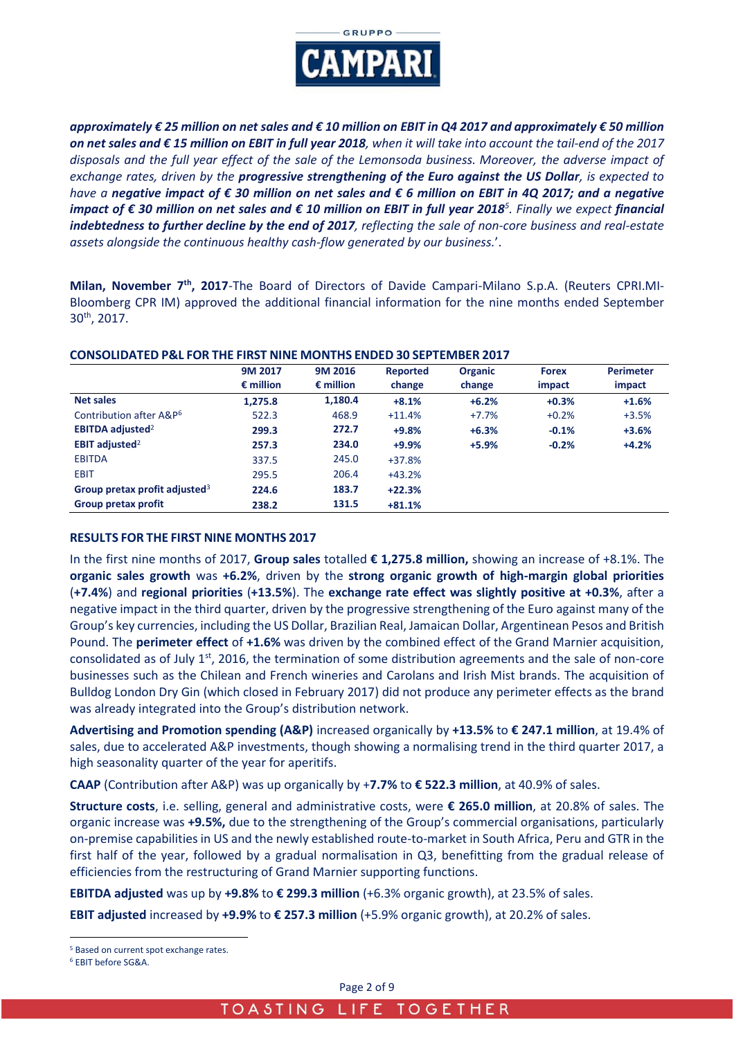***approximately € 25 million on net sales and € 10 million on EBIT in Q4 2017 and approximately € 50 million on net sales and € 15 million on EBIT in full year 2018**, when it will take into account the tail-end of the 2017 disposals and the full year effect of the sale of the Lemonsoda business. Moreover, the adverse impact of exchange rates, driven by the **progressive strengthening of the Euro against the US Dollar**, is expected to have a **negative impact of € 30 million on net sales and € 6 million on EBIT in 4Q 2017; and a negative impact of € 30 million on net sales and € 10 million on EBIT in full year 2018**[5]. Finally we expect **financial indebtedness to further decline by the end of 2017**, reflecting the sale of non-core business and real-estate assets alongside the continuous healthy cash-flow generated by our business.'*.

**Milan, November 7th, 2017**-The Board of Directors of Davide Campari-Milano S.p.A. (Reuters CPRI.MI-Bloomberg CPR IM) approved the additional financial information for the nine months ended September 30th, 2017.

**CONSOLIDATED P&L FOR THE FIRST NINE MONTHS ENDED 30 SEPTEMBER 2017**

| | 9M 2017 € million | 9M 2016 € million | Reported change | Organic change | Forex impact | Perimeter impact |
|---|---|---|---|---|---|---|
| **Net sales** | **1,275.8** | **1,180.4** | **+8.1%** | **+6.2%** | **+0.3%** | **+1.6%** |
| Contribution after A&P[6] | 522.3 | 468.9 | +11.4% | +7.7% | +0.2% | +3.5% |
| **EBITDA adjusted**[2] | **299.3** | **272.7** | **+9.8%** | **+6.3%** | **-0.1%** | **+3.6%** |
| **EBIT adjusted**[2] | **257.3** | **234.0** | **+9.9%** | **+5.9%** | **-0.2%** | **+4.2%** |
| EBITDA | 337.5 | 245.0 | +37.8% | | | |
| EBIT | 295.5 | 206.4 | +43.2% | | | |
| **Group pretax profit adjusted**[3] | **224.6** | **183.7** | **+22.3%** | | | |
| **Group pretax profit** | **238.2** | **131.5** | **+81.1%** | | | |

**RESULTS FOR THE FIRST NINE MONTHS 2017**

In the first nine months of 2017, **Group sales** totalled **€ 1,275.8 million,** showing an increase of +8.1%. The **organic sales growth** was **+6.2%**, driven by the **strong organic growth of high-margin global priorities** (**+7.4%**) and **regional priorities** (**+13.5%**). The **exchange rate effect was slightly positive at +0.3%**, after a negative impact in the third quarter, driven by the progressive strengthening of the Euro against many of the Group's key currencies, including the US Dollar, Brazilian Real, Jamaican Dollar, Argentinean Pesos and British Pound. The **perimeter effect** of **+1.6%** was driven by the combined effect of the Grand Marnier acquisition, consolidated as of July 1st, 2016, the termination of some distribution agreements and the sale of non-core businesses such as the Chilean and French wineries and Carolans and Irish Mist brands. The acquisition of Bulldog London Dry Gin (which closed in February 2017) did not produce any perimeter effects as the brand was already integrated into the Group's distribution network.

**Advertising and Promotion spending (A&P)** increased organically by **+13.5%** to **€ 247.1 million**, at 19.4% of sales, due to accelerated A&P investments, though showing a normalising trend in the third quarter 2017, a high seasonality quarter of the year for aperitifs.

**CAAP** (Contribution after A&P) was up organically by +**7.7%** to **€ 522.3 million**, at 40.9% of sales.

**Structure costs**, i.e. selling, general and administrative costs, were **€ 265.0 million**, at 20.8% of sales. The organic increase was **+9.5%,** due to the strengthening of the Group's commercial organisations, particularly on-premise capabilities in US and the newly established route-to-market in South Africa, Peru and GTR in the first half of the year, followed by a gradual normalisation in Q3, benefitting from the gradual release of efficiencies from the restructuring of Grand Marnier supporting functions.

**EBITDA adjusted** was up by **+9.8%** to **€ 299.3 million** (+6.3% organic growth), at 23.5% of sales.

**EBIT adjusted** increased by **+9.9%** to **€ 257.3 million** (+5.9% organic growth), at 20.2% of sales.

---

[5] Based on current spot exchange rates.

[6] EBIT before SG&A.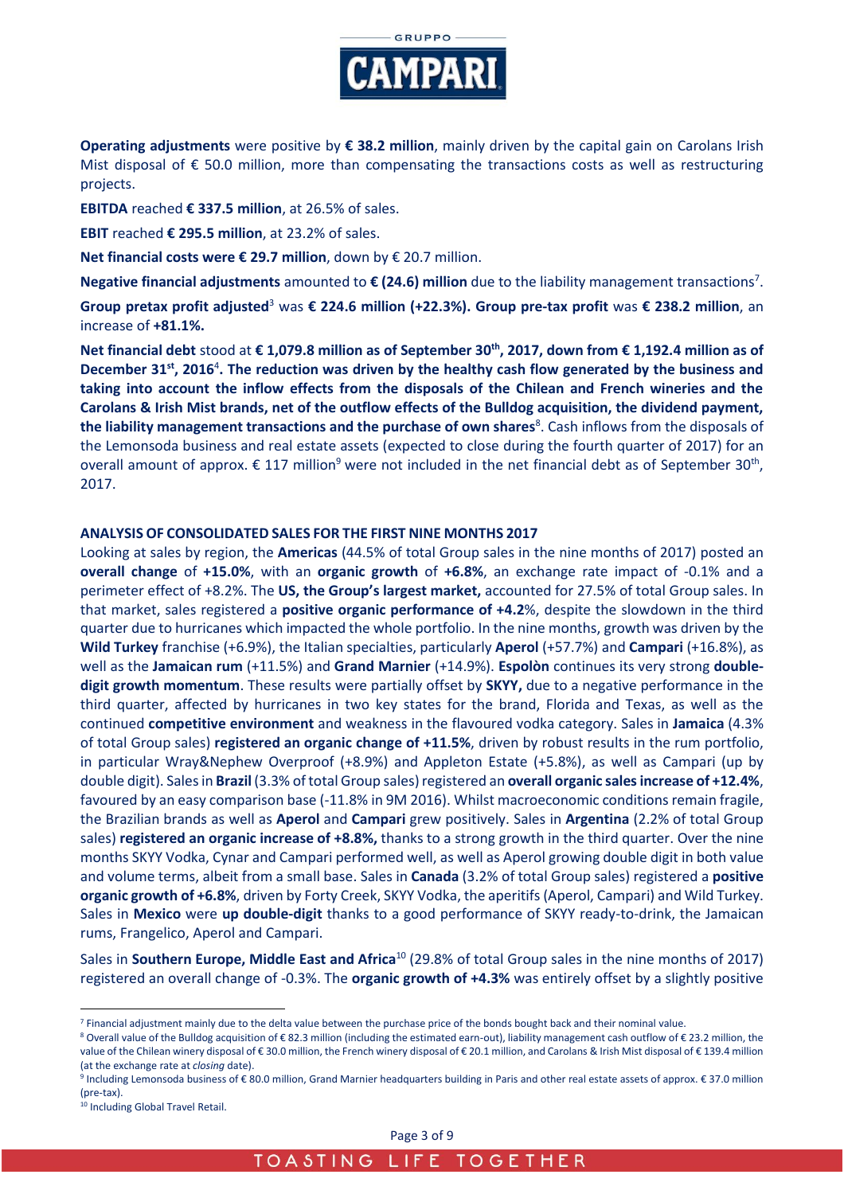**Operating adjustments** were positive by **€ 38.2 million**, mainly driven by the capital gain on Carolans Irish Mist disposal of € 50.0 million, more than compensating the transactions costs as well as restructuring projects.

**EBITDA** reached **€ 337.5 million**, at 26.5% of sales.

**EBIT** reached **€ 295.5 million**, at 23.2% of sales.

**Net financial costs were € 29.7 million**, down by € 20.7 million.

**Negative financial adjustments** amounted to **€ (24.6) million** due to the liability management transactions[7].

**Group pretax profit adjusted**[3] was **€ 224.6 million (+22.3%). Group pre-tax profit** was **€ 238.2 million**, an increase of **+81.1%.**

**Net financial debt stood at € 1,079.8 million as of September 30th, 2017, down from € 1,192.4 million as of December 31st, 2016**[4]**. The reduction was driven by the healthy cash flow generated by the business and taking into account the inflow effects from the disposals of the Chilean and French wineries and the Carolans & Irish Mist brands, net of the outflow effects of the Bulldog acquisition, the dividend payment, the liability management transactions and the purchase of own shares**[8]. Cash inflows from the disposals of the Lemonsoda business and real estate assets (expected to close during the fourth quarter of 2017) for an overall amount of approx. € 117 million[9] were not included in the net financial debt as of September 30th, 2017.

## ANALYSIS OF CONSOLIDATED SALES FOR THE FIRST NINE MONTHS 2017

Looking at sales by region, the **Americas** (44.5% of total Group sales in the nine months of 2017) posted an **overall change** of **+15.0%**, with an **organic growth** of **+6.8%**, an exchange rate impact of -0.1% and a perimeter effect of +8.2%. The **US, the Group's largest market,** accounted for 27.5% of total Group sales. In that market, sales registered a **positive organic performance of +4.2**%, despite the slowdown in the third quarter due to hurricanes which impacted the whole portfolio. In the nine months, growth was driven by the **Wild Turkey** franchise (+6.9%), the Italian specialties, particularly **Aperol** (+57.7%) and **Campari** (+16.8%), as well as the **Jamaican rum** (+11.5%) and **Grand Marnier** (+14.9%). **Espolòn** continues its very strong **double-digit growth momentum**. These results were partially offset by **SKYY,** due to a negative performance in the third quarter, affected by hurricanes in two key states for the brand, Florida and Texas, as well as the continued **competitive environment** and weakness in the flavoured vodka category. Sales in **Jamaica** (4.3% of total Group sales) **registered an organic change of +11.5%**, driven by robust results in the rum portfolio, in particular Wray&Nephew Overproof (+8.9%) and Appleton Estate (+5.8%), as well as Campari (up by double digit). Sales in **Brazil** (3.3% of total Group sales) registered an **overall organic sales increase of +12.4%**, favoured by an easy comparison base (-11.8% in 9M 2016). Whilst macroeconomic conditions remain fragile, the Brazilian brands as well as **Aperol** and **Campari** grew positively. Sales in **Argentina** (2.2% of total Group sales) **registered an organic increase of +8.8%,** thanks to a strong growth in the third quarter. Over the nine months SKYY Vodka, Cynar and Campari performed well, as well as Aperol growing double digit in both value and volume terms, albeit from a small base. Sales in **Canada** (3.2% of total Group sales) registered a **positive organic growth of +6.8%**, driven by Forty Creek, SKYY Vodka, the aperitifs (Aperol, Campari) and Wild Turkey. Sales in **Mexico** were **up double-digit** thanks to a good performance of SKYY ready-to-drink, the Jamaican rums, Frangelico, Aperol and Campari.

Sales in **Southern Europe, Middle East and Africa**[10] (29.8% of total Group sales in the nine months of 2017) registered an overall change of -0.3%. The **organic growth of +4.3%** was entirely offset by a slightly positive

---

[7] Financial adjustment mainly due to the delta value between the purchase price of the bonds bought back and their nominal value.

[8] Overall value of the Bulldog acquisition of € 82.3 million (including the estimated earn-out), liability management cash outflow of € 23.2 million, the value of the Chilean winery disposal of € 30.0 million, the French winery disposal of € 20.1 million, and Carolans & Irish Mist disposal of € 139.4 million (at the exchange rate at *closing* date).

[9] Including Lemonsoda business of € 80.0 million, Grand Marnier headquarters building in Paris and other real estate assets of approx. € 37.0 million (pre-tax).

[10] Including Global Travel Retail.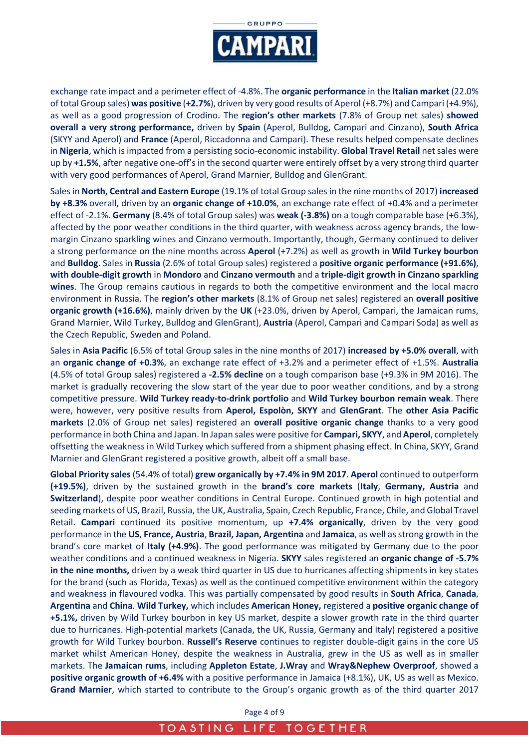exchange rate impact and a perimeter effect of -4.8%. The **organic performance** in the **Italian market** (22.0% of total Group sales) **was positive** (**+2.7%**), driven by very good results of Aperol (+8.7%) and Campari (+4.9%), as well as a good progression of Crodino. The **region's other markets** (7.8% of Group net sales) **showed overall a very strong performance,** driven by **Spain** (Aperol, Bulldog, Campari and Cinzano), **South Africa** (SKYY and Aperol) and **France** (Aperol, Riccadonna and Campari). These results helped compensate declines in **Nigeria**, which is impacted from a persisting socio-economic instability. **Global Travel Retail** net sales were up by **+1.5%**, after negative one-off's in the second quarter were entirely offset by a very strong third quarter with very good performances of Aperol, Grand Marnier, Bulldog and GlenGrant.

Sales in **North, Central and Eastern Europe** (19.1% of total Group sales in the nine months of 2017) **increased by +8.3%** overall, driven by an **organic change of +10.0%**, an exchange rate effect of +0.4% and a perimeter effect of -2.1%. **Germany** (8.4% of total Group sales) was **weak (-3.8%)** on a tough comparable base (+6.3%), affected by the poor weather conditions in the third quarter, with weakness across agency brands, the low-margin Cinzano sparkling wines and Cinzano vermouth. Importantly, though, Germany continued to deliver a strong performance on the nine months across **Aperol** (+7.2%) as well as growth in **Wild Turkey bourbon** and **Bulldog**. Sales in **Russia** (2.6% of total Group sales) registered a **positive organic performance (+91.6%)**, **with double-digit growth** in **Mondoro** and **Cinzano vermouth** and a **triple-digit growth in Cinzano sparkling wines**. The Group remains cautious in regards to both the competitive environment and the local macro environment in Russia. The **region's other markets** (8.1% of Group net sales) registered an **overall positive organic growth (+16.6%)**, mainly driven by the **UK** (+23.0%, driven by Aperol, Campari, the Jamaican rums, Grand Marnier, Wild Turkey, Bulldog and GlenGrant), **Austria** (Aperol, Campari and Campari Soda) as well as the Czech Republic, Sweden and Poland.

Sales in **Asia Pacific** (6.5% of total Group sales in the nine months of 2017) **increased by +5.0% overall**, with an **organic change of +0.3%**, an exchange rate effect of +3.2% and a perimeter effect of +1.5%. **Australia** (4.5% of total Group sales) registered a **-2.5% decline** on a tough comparison base (+9.3% in 9M 2016). The market is gradually recovering the slow start of the year due to poor weather conditions, and by a strong competitive pressure. **Wild Turkey ready-to-drink portfolio** and **Wild Turkey bourbon remain weak**. There were, however, very positive results from **Aperol, Espolòn, SKYY** and **GlenGrant**. The **other Asia Pacific markets** (2.0% of Group net sales) registered an **overall positive organic change** thanks to a very good performance in both China and Japan. In Japan sales were positive for **Campari, SKYY**, and **Aperol**, completely offsetting the weakness in Wild Turkey which suffered from a shipment phasing effect. In China, SKYY, Grand Marnier and GlenGrant registered a positive growth, albeit off a small base.

**Global Priority sales** (54.4% of total) **grew organically by +7.4% in 9M 2017**. **Aperol** continued to outperform **(+19.5%)**, driven by the sustained growth in the **brand's core markets** (**Italy**, **Germany, Austria** and **Switzerland**), despite poor weather conditions in Central Europe. Continued growth in high potential and seeding markets of US, Brazil, Russia, the UK, Australia, Spain, Czech Republic, France, Chile, and Global Travel Retail. **Campari** continued its positive momentum, up **+7.4% organically**, driven by the very good performance in the **US**, **France, Austria**, **Brazil, Japan, Argentina** and **Jamaica**, as well as strong growth in the brand's core market of **Italy (+4.9%)**. The good performance was mitigated by Germany due to the poor weather conditions and a continued weakness in Nigeria. **SKYY** sales registered an **organic change of -5.7% in the nine months,** driven by a weak third quarter in US due to hurricanes affecting shipments in key states for the brand (such as Florida, Texas) as well as the continued competitive environment within the category and weakness in flavoured vodka. This was partially compensated by good results in **South Africa**, **Canada**, **Argentina** and **China**. **Wild Turkey,** which includes **American Honey,** registered a **positive organic change of +5.1%,** driven by Wild Turkey bourbon in key US market, despite a slower growth rate in the third quarter due to hurricanes. High-potential markets (Canada, the UK, Russia, Germany and Italy) registered a positive growth for Wild Turkey bourbon. **Russell's Reserve** continues to register double-digit gains in the core US market whilst American Honey, despite the weakness in Australia, grew in the US as well as in smaller markets. The **Jamaican rums**, including **Appleton Estate**, **J.Wray** and **Wray&Nephew Overproof**, showed a **positive organic growth of +6.4%** with a positive performance in Jamaica (+8.1%), UK, US as well as Mexico. **Grand Marnier**, which started to contribute to the Group's organic growth as of the third quarter 2017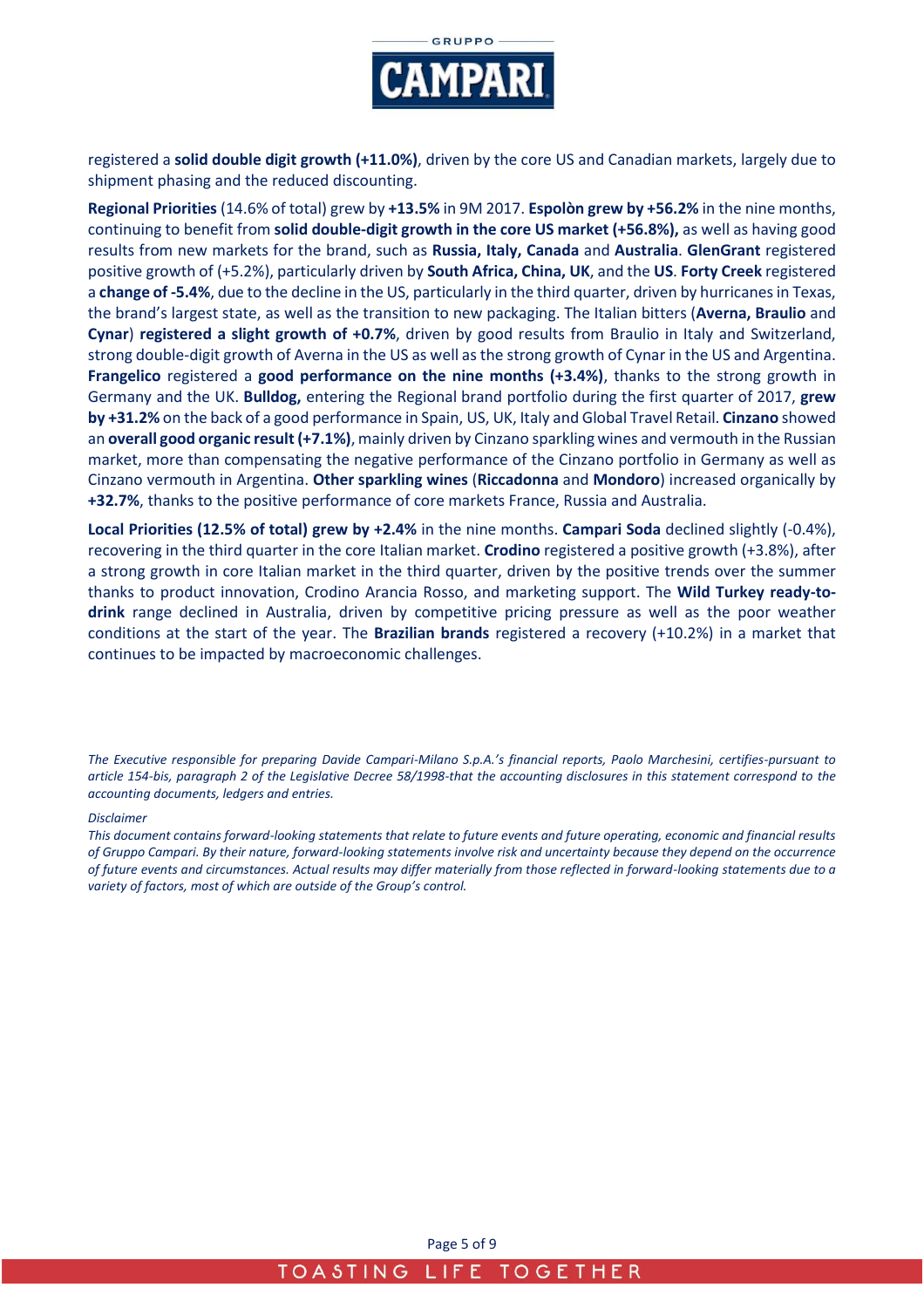registered a **solid double digit growth (+11.0%)**, driven by the core US and Canadian markets, largely due to shipment phasing and the reduced discounting.

**Regional Priorities** (14.6% of total) grew by **+13.5%** in 9M 2017. **Espolòn grew by +56.2%** in the nine months, continuing to benefit from **solid double-digit growth in the core US market (+56.8%),** as well as having good results from new markets for the brand, such as **Russia, Italy, Canada** and **Australia**. **GlenGrant** registered positive growth of (+5.2%), particularly driven by **South Africa, China, UK**, and the **US**. **Forty Creek** registered a **change of -5.4%**, due to the decline in the US, particularly in the third quarter, driven by hurricanes in Texas, the brand's largest state, as well as the transition to new packaging. The Italian bitters (**Averna, Braulio** and **Cynar**) **registered a slight growth of +0.7%**, driven by good results from Braulio in Italy and Switzerland, strong double-digit growth of Averna in the US as well as the strong growth of Cynar in the US and Argentina. **Frangelico** registered a **good performance on the nine months (+3.4%)**, thanks to the strong growth in Germany and the UK. **Bulldog,** entering the Regional brand portfolio during the first quarter of 2017, **grew by +31.2%** on the back of a good performance in Spain, US, UK, Italy and Global Travel Retail. **Cinzano** showed an **overall good organic result (+7.1%)**, mainly driven by Cinzano sparkling wines and vermouth in the Russian market, more than compensating the negative performance of the Cinzano portfolio in Germany as well as Cinzano vermouth in Argentina. **Other sparkling wines** (**Riccadonna** and **Mondoro**) increased organically by **+32.7%**, thanks to the positive performance of core markets France, Russia and Australia.

**Local Priorities (12.5% of total) grew by +2.4%** in the nine months. **Campari Soda** declined slightly (-0.4%), recovering in the third quarter in the core Italian market. **Crodino** registered a positive growth (+3.8%), after a strong growth in core Italian market in the third quarter, driven by the positive trends over the summer thanks to product innovation, Crodino Arancia Rosso, and marketing support. The **Wild Turkey ready-to-drink** range declined in Australia, driven by competitive pricing pressure as well as the poor weather conditions at the start of the year. The **Brazilian brands** registered a recovery (+10.2%) in a market that continues to be impacted by macroeconomic challenges.

*The Executive responsible for preparing Davide Campari-Milano S.p.A.'s financial reports, Paolo Marchesini, certifies-pursuant to article 154-bis, paragraph 2 of the Legislative Decree 58/1998-that the accounting disclosures in this statement correspond to the accounting documents, ledgers and entries.*

*Disclaimer*

*This document contains forward-looking statements that relate to future events and future operating, economic and financial results of Gruppo Campari. By their nature, forward-looking statements involve risk and uncertainty because they depend on the occurrence of future events and circumstances. Actual results may differ materially from those reflected in forward-looking statements due to a variety of factors, most of which are outside of the Group's control.*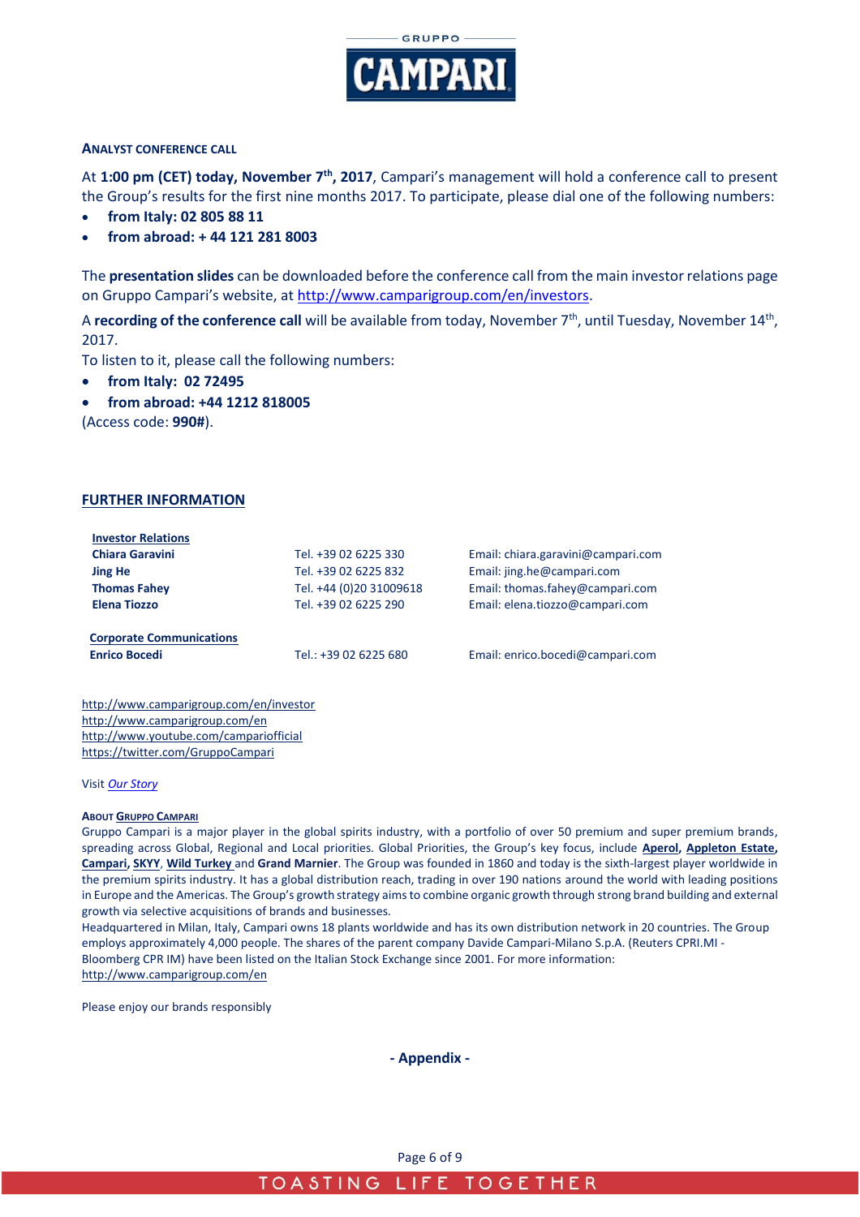**ANALYST CONFERENCE CALL**

At **1:00 pm (CET) today, November 7th, 2017**, Campari's management will hold a conference call to present the Group's results for the first nine months 2017. To participate, please dial one of the following numbers:

- **from Italy: 02 805 88 11**
- **from abroad: + 44 121 281 8003**

The **presentation slides** can be downloaded before the conference call from the main investor relations page on Gruppo Campari's website, at http://www.camparigroup.com/en/investors.

A **recording of the conference call** will be available from today, November 7th, until Tuesday, November 14th, 2017.

To listen to it, please call the following numbers:

- **from Italy: 02 72495**
- **from abroad: +44 1212 818005**

(Access code: **990#**).

## FURTHER INFORMATION

| **Investor Relations** | | |
|---|---|---|
| **Chiara Garavini** | Tel. +39 02 6225 330 | Email: chiara.garavini@campari.com |
| **Jing He** | Tel. +39 02 6225 832 | Email: jing.he@campari.com |
| **Thomas Fahey** | Tel. +44 (0)20 31009618 | Email: thomas.fahey@campari.com |
| **Elena Tiozzo** | Tel. +39 02 6225 290 | Email: elena.tiozzo@campari.com |
| **Corporate Communications** | | |
| **Enrico Bocedi** | Tel.: +39 02 6225 680 | Email: enrico.bocedi@campari.com |

http://www.camparigroup.com/en/investor
http://www.camparigroup.com/en
http://www.youtube.com/campariofficial
https://twitter.com/GruppoCampari

Visit *Our Story*

**ABOUT GRUPPO CAMPARI**

Gruppo Campari is a major player in the global spirits industry, with a portfolio of over 50 premium and super premium brands, spreading across Global, Regional and Local priorities. Global Priorities, the Group's key focus, include **Aperol**, **Appleton Estate**, **Campari**, **SKYY**, **Wild Turkey** and **Grand Marnier**. The Group was founded in 1860 and today is the sixth-largest player worldwide in the premium spirits industry. It has a global distribution reach, trading in over 190 nations around the world with leading positions in Europe and the Americas. The Group's growth strategy aims to combine organic growth through strong brand building and external growth via selective acquisitions of brands and businesses.

Headquartered in Milan, Italy, Campari owns 18 plants worldwide and has its own distribution network in 20 countries. The Group employs approximately 4,000 people. The shares of the parent company Davide Campari-Milano S.p.A. (Reuters CPRI.MI - Bloomberg CPR IM) have been listed on the Italian Stock Exchange since 2001. For more information: http://www.camparigroup.com/en

Please enjoy our brands responsibly

**- Appendix -**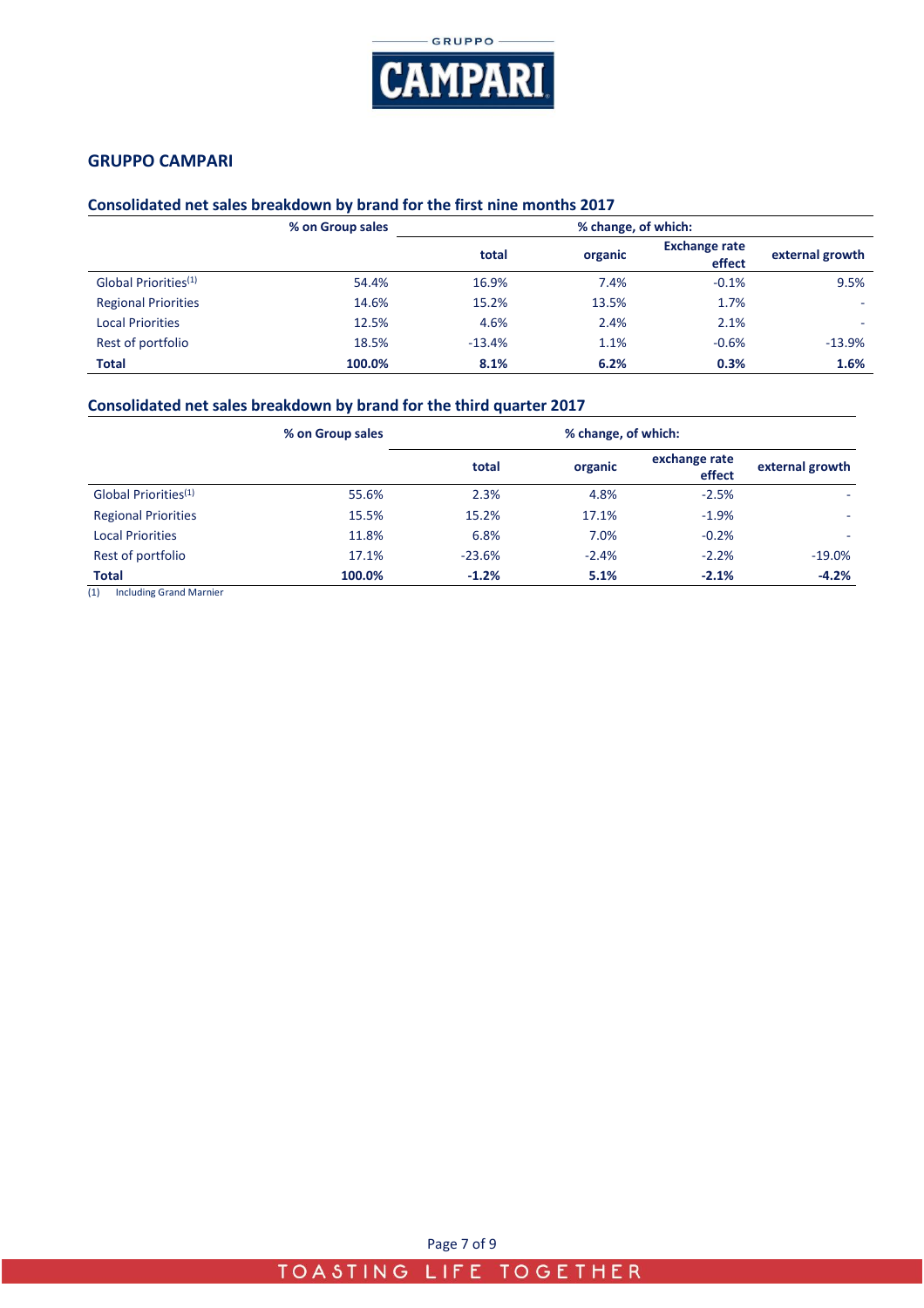## GRUPPO CAMPARI

### Consolidated net sales breakdown by brand for the first nine months 2017

| | % on Group sales | % change, of which: | | | |
|---|---|---|---|---|---|
| | | total | organic | Exchange rate effect | external growth |
| Global Priorities[1] | 54.4% | 16.9% | 7.4% | -0.1% | 9.5% |
| Regional Priorities | 14.6% | 15.2% | 13.5% | 1.7% | - |
| Local Priorities | 12.5% | 4.6% | 2.4% | 2.1% | - |
| Rest of portfolio | 18.5% | -13.4% | 1.1% | -0.6% | -13.9% |
| **Total** | **100.0%** | **8.1%** | **6.2%** | **0.3%** | **1.6%** |

### Consolidated net sales breakdown by brand for the third quarter 2017

| | % on Group sales | % change, of which: | | | |
|---|---|---|---|---|---|
| | | total | organic | exchange rate effect | external growth |
| Global Priorities[1] | 55.6% | 2.3% | 4.8% | -2.5% | - |
| Regional Priorities | 15.5% | 15.2% | 17.1% | -1.9% | - |
| Local Priorities | 11.8% | 6.8% | 7.0% | -0.2% | - |
| Rest of portfolio | 17.1% | -23.6% | -2.4% | -2.2% | -19.0% |
| **Total** | **100.0%** | **-1.2%** | **5.1%** | **-2.1%** | **-4.2%** |

(1) Including Grand Marnier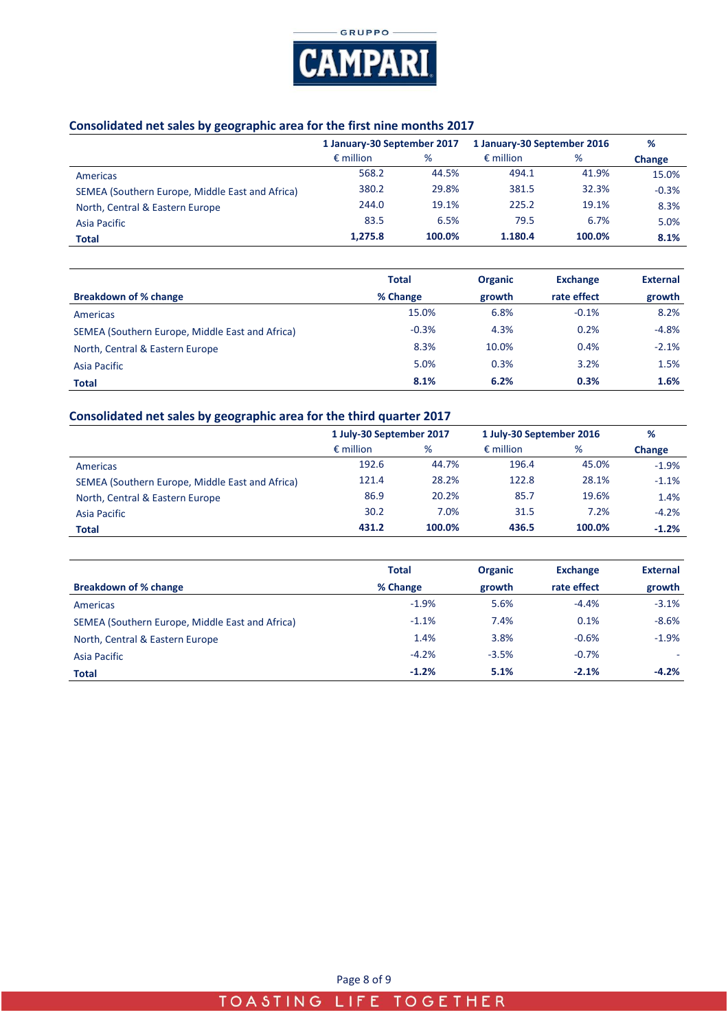## Consolidated net sales by geographic area for the first nine months 2017

| | 1 January-30 September 2017 | | 1 January-30 September 2016 | | % |
|---|---|---|---|---|---|
| | € million | % | € million | % | Change |
| Americas | 568.2 | 44.5% | 494.1 | 41.9% | 15.0% |
| SEMEA (Southern Europe, Middle East and Africa) | 380.2 | 29.8% | 381.5 | 32.3% | -0.3% |
| North, Central & Eastern Europe | 244.0 | 19.1% | 225.2 | 19.1% | 8.3% |
| Asia Pacific | 83.5 | 6.5% | 79.5 | 6.7% | 5.0% |
| **Total** | **1,275.8** | **100.0%** | **1.180.4** | **100.0%** | **8.1%** |

| Breakdown of % change | Total % Change | Organic growth | Exchange rate effect | External growth |
|---|---|---|---|---|
| Americas | 15.0% | 6.8% | -0.1% | 8.2% |
| SEMEA (Southern Europe, Middle East and Africa) | -0.3% | 4.3% | 0.2% | -4.8% |
| North, Central & Eastern Europe | 8.3% | 10.0% | 0.4% | -2.1% |
| Asia Pacific | 5.0% | 0.3% | 3.2% | 1.5% |
| **Total** | **8.1%** | **6.2%** | **0.3%** | **1.6%** |

## Consolidated net sales by geographic area for the third quarter 2017

| | 1 July-30 September 2017 | | 1 July-30 September 2016 | | % |
|---|---|---|---|---|---|
| | € million | % | € million | % | Change |
| Americas | 192.6 | 44.7% | 196.4 | 45.0% | -1.9% |
| SEMEA (Southern Europe, Middle East and Africa) | 121.4 | 28.2% | 122.8 | 28.1% | -1.1% |
| North, Central & Eastern Europe | 86.9 | 20.2% | 85.7 | 19.6% | 1.4% |
| Asia Pacific | 30.2 | 7.0% | 31.5 | 7.2% | -4.2% |
| **Total** | **431.2** | **100.0%** | **436.5** | **100.0%** | **-1.2%** |

| Breakdown of % change | Total % Change | Organic growth | Exchange rate effect | External growth |
|---|---|---|---|---|
| Americas | -1.9% | 5.6% | -4.4% | -3.1% |
| SEMEA (Southern Europe, Middle East and Africa) | -1.1% | 7.4% | 0.1% | -8.6% |
| North, Central & Eastern Europe | 1.4% | 3.8% | -0.6% | -1.9% |
| Asia Pacific | -4.2% | -3.5% | -0.7% | - |
| **Total** | **-1.2%** | **5.1%** | **-2.1%** | **-4.2%** |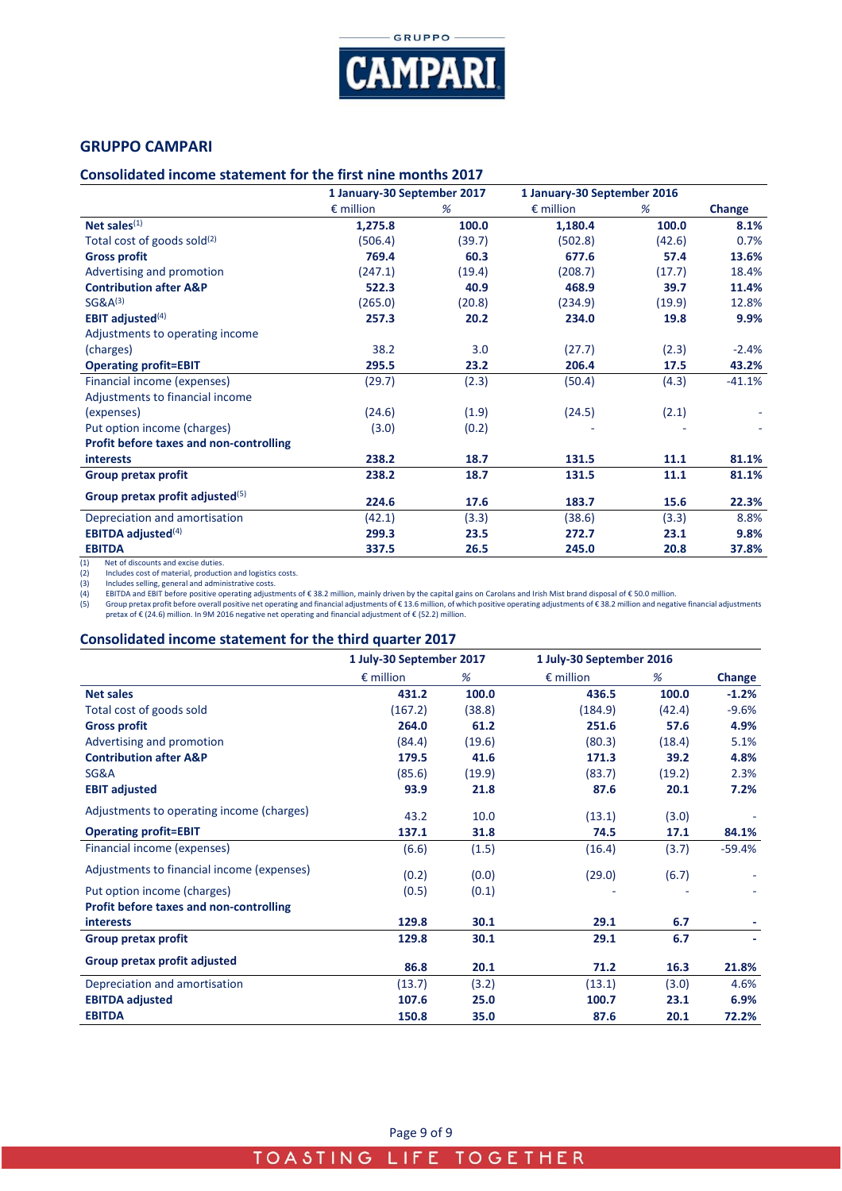## GRUPPO CAMPARI

### Consolidated income statement for the first nine months 2017

| | 1 January-30 September 2017 | | 1 January-30 September 2016 | | |
|---|---|---|---|---|---|
| | € million | % | € million | % | Change |
| **Net sales**[1] | **1,275.8** | **100.0** | **1,180.4** | **100.0** | **8.1%** |
| Total cost of goods sold[2] | (506.4) | (39.7) | (502.8) | (42.6) | 0.7% |
| **Gross profit** | **769.4** | **60.3** | **677.6** | **57.4** | **13.6%** |
| Advertising and promotion | (247.1) | (19.4) | (208.7) | (17.7) | 18.4% |
| **Contribution after A&P** | **522.3** | **40.9** | **468.9** | **39.7** | **11.4%** |
| SG&A[3] | (265.0) | (20.8) | (234.9) | (19.9) | 12.8% |
| **EBIT adjusted**[4] | **257.3** | **20.2** | **234.0** | **19.8** | **9.9%** |
| Adjustments to operating income (charges) | 38.2 | 3.0 | (27.7) | (2.3) | -2.4% |
| **Operating profit=EBIT** | **295.5** | **23.2** | **206.4** | **17.5** | **43.2%** |
| Financial income (expenses) | (29.7) | (2.3) | (50.4) | (4.3) | -41.1% |
| Adjustments to financial income (expenses) | (24.6) | (1.9) | (24.5) | (2.1) | - |
| Put option income (charges) | (3.0) | (0.2) | - | - | - |
| **Profit before taxes and non-controlling interests** | **238.2** | **18.7** | **131.5** | **11.1** | **81.1%** |
| **Group pretax profit** | **238.2** | **18.7** | **131.5** | **11.1** | **81.1%** |
| **Group pretax profit adjusted**[5] | **224.6** | **17.6** | **183.7** | **15.6** | **22.3%** |
| Depreciation and amortisation | (42.1) | (3.3) | (38.6) | (3.3) | 8.8% |
| **EBITDA adjusted**[4] | **299.3** | **23.5** | **272.7** | **23.1** | **9.8%** |
| **EBITDA** | **337.5** | **26.5** | **245.0** | **20.8** | **37.8%** |

(1) Net of discounts and excise duties.
(2) Includes cost of material, production and logistics costs.
(3) Includes selling, general and administrative costs.
(4) EBITDA and EBIT before positive operating adjustments of € 38.2 million, mainly driven by the capital gains on Carolans and Irish Mist brand disposal of € 50.0 million.
(5) Group pretax profit before overall positive net operating and financial adjustments of € 13.6 million, of which positive operating adjustments of € 38.2 million and negative financial adjustments pretax of € (24.6) million. In 9M 2016 negative net operating and financial adjustment of € (52.2) million.

### Consolidated income statement for the third quarter 2017

| | 1 July-30 September 2017 | | 1 July-30 September 2016 | | |
|---|---|---|---|---|---|
| | € million | % | € million | % | Change |
| **Net sales** | **431.2** | **100.0** | **436.5** | **100.0** | **-1.2%** |
| Total cost of goods sold | (167.2) | (38.8) | (184.9) | (42.4) | -9.6% |
| **Gross profit** | **264.0** | **61.2** | **251.6** | **57.6** | **4.9%** |
| Advertising and promotion | (84.4) | (19.6) | (80.3) | (18.4) | 5.1% |
| **Contribution after A&P** | **179.5** | **41.6** | **171.3** | **39.2** | **4.8%** |
| SG&A | (85.6) | (19.9) | (83.7) | (19.2) | 2.3% |
| **EBIT adjusted** | **93.9** | **21.8** | **87.6** | **20.1** | **7.2%** |
| Adjustments to operating income (charges) | 43.2 | 10.0 | (13.1) | (3.0) | - |
| **Operating profit=EBIT** | **137.1** | **31.8** | **74.5** | **17.1** | **84.1%** |
| Financial income (expenses) | (6.6) | (1.5) | (16.4) | (3.7) | -59.4% |
| Adjustments to financial income (expenses) | (0.2) | (0.0) | (29.0) | (6.7) | - |
| Put option income (charges) | (0.5) | (0.1) | - | - | - |
| **Profit before taxes and non-controlling interests** | **129.8** | **30.1** | **29.1** | **6.7** | **-** |
| **Group pretax profit** | **129.8** | **30.1** | **29.1** | **6.7** | **-** |
| **Group pretax profit adjusted** | **86.8** | **20.1** | **71.2** | **16.3** | **21.8%** |
| Depreciation and amortisation | (13.7) | (3.2) | (13.1) | (3.0) | 4.6% |
| **EBITDA adjusted** | **107.6** | **25.0** | **100.7** | **23.1** | **6.9%** |
| **EBITDA** | **150.8** | **35.0** | **87.6** | **20.1** | **72.2%** |

TOASTING LIFE TOGETHER